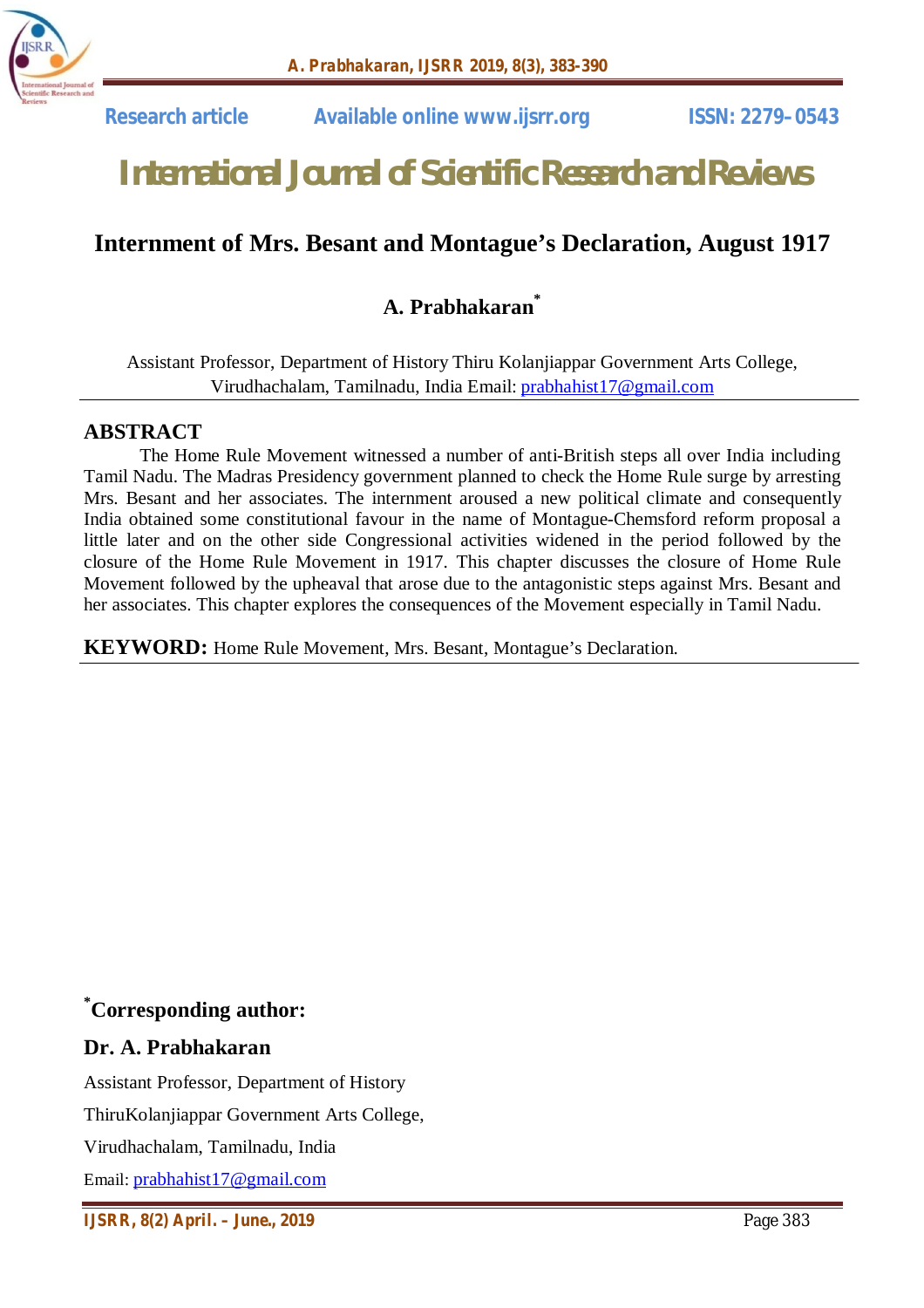Research article Available online www.ijsrr.org ISSN: 2279–0543

# International Journal of Scientific Research and Reviews

## Internment of Mrs. Besant and Montague's Declaration, August 1917

**A. Prabhakaran***

Assistant Professor, Department of History Thiru Kolanjiappar Government Arts College, Virudhachalam, Tamilnadu, India Email: prabhahist17@gmail.com

### ABSTRACT

The Home Rule Movement witnessed a number of anti-British steps all over India including Tamil Nadu. The Madras Presidency government planned to check the Home Rule surge by arresting Mrs. Besant and her associates. The internment aroused a new political climate and consequently India obtained some constitutional favour in the name of Montague-Chemsford reform proposal a little later and on the other side Congressional activities widened in the period followed by the closure of the Home Rule Movement in 1917. This chapter discusses the closure of Home Rule Movement followed by the upheaval that arose due to the antagonistic steps against Mrs. Besant and her associates. This chapter explores the consequences of the Movement especially in Tamil Nadu.

**KEYWORD:** Home Rule Movement, Mrs. Besant, Montague's Declaration.

***Corresponding author:**

**Dr. A. Prabhakaran**

Assistant Professor, Department of History

ThiruKolanjiappar Government Arts College,

Virudhachalam, Tamilnadu, India

Email: prabhahist17@gmail.com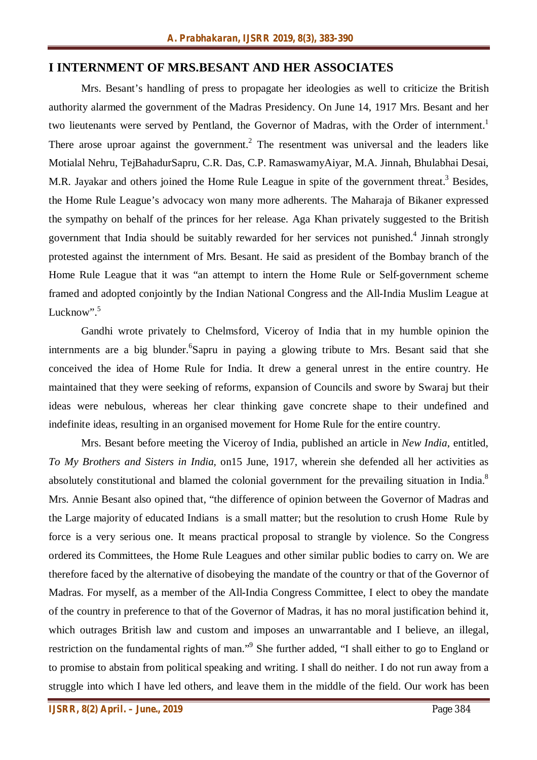## I INTERNMENT OF MRS.BESANT AND HER ASSOCIATES

Mrs. Besant's handling of press to propagate her ideologies as well to criticize the British authority alarmed the government of the Madras Presidency. On June 14, 1917 Mrs. Besant and her two lieutenants were served by Pentland, the Governor of Madras, with the Order of internment.[1] There arose uproar against the government.[2] The resentment was universal and the leaders like Motialal Nehru, TejBahadurSapru, C.R. Das, C.P. RamaswamyAiyar, M.A. Jinnah, Bhulabhai Desai, M.R. Jayakar and others joined the Home Rule League in spite of the government threat.[3] Besides, the Home Rule League's advocacy won many more adherents. The Maharaja of Bikaner expressed the sympathy on behalf of the princes for her release. Aga Khan privately suggested to the British government that India should be suitably rewarded for her services not punished.[4] Jinnah strongly protested against the internment of Mrs. Besant. He said as president of the Bombay branch of the Home Rule League that it was "an attempt to intern the Home Rule or Self-government scheme framed and adopted conjointly by the Indian National Congress and the All-India Muslim League at Lucknow".[5]

Gandhi wrote privately to Chelmsford, Viceroy of India that in my humble opinion the internments are a big blunder.[6]Sapru in paying a glowing tribute to Mrs. Besant said that she conceived the idea of Home Rule for India. It drew a general unrest in the entire country. He maintained that they were seeking of reforms, expansion of Councils and swore by Swaraj but their ideas were nebulous, whereas her clear thinking gave concrete shape to their undefined and indefinite ideas, resulting in an organised movement for Home Rule for the entire country.

Mrs. Besant before meeting the Viceroy of India, published an article in *New India*, entitled, *To My Brothers and Sisters in India,* on15 June, 1917, wherein she defended all her activities as absolutely constitutional and blamed the colonial government for the prevailing situation in India.[8] Mrs. Annie Besant also opined that, "the difference of opinion between the Governor of Madras and the Large majority of educated Indians is a small matter; but the resolution to crush Home Rule by force is a very serious one. It means practical proposal to strangle by violence. So the Congress ordered its Committees, the Home Rule Leagues and other similar public bodies to carry on. We are therefore faced by the alternative of disobeying the mandate of the country or that of the Governor of Madras. For myself, as a member of the All-India Congress Committee, I elect to obey the mandate of the country in preference to that of the Governor of Madras, it has no moral justification behind it, which outrages British law and custom and imposes an unwarrantable and I believe, an illegal, restriction on the fundamental rights of man."[9] She further added, "I shall either to go to England or to promise to abstain from political speaking and writing. I shall do neither. I do not run away from a struggle into which I have led others, and leave them in the middle of the field. Our work has been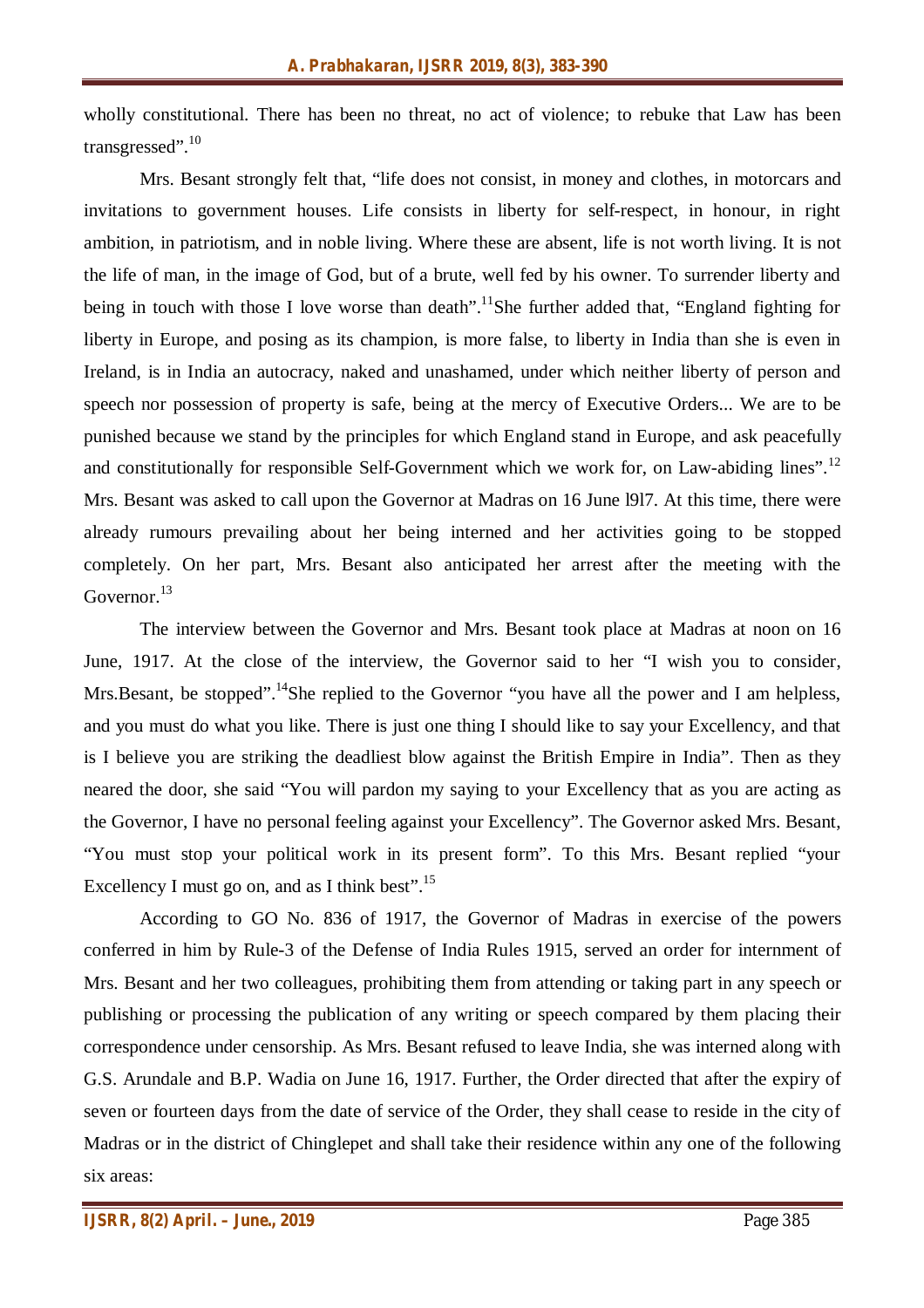wholly constitutional. There has been no threat, no act of violence; to rebuke that Law has been transgressed".[10]

Mrs. Besant strongly felt that, "life does not consist, in money and clothes, in motorcars and invitations to government houses. Life consists in liberty for self-respect, in honour, in right ambition, in patriotism, and in noble living. Where these are absent, life is not worth living. It is not the life of man, in the image of God, but of a brute, well fed by his owner. To surrender liberty and being in touch with those I love worse than death".[11]She further added that, "England fighting for liberty in Europe, and posing as its champion, is more false, to liberty in India than she is even in Ireland, is in India an autocracy, naked and unashamed, under which neither liberty of person and speech nor possession of property is safe, being at the mercy of Executive Orders... We are to be punished because we stand by the principles for which England stand in Europe, and ask peacefully and constitutionally for responsible Self-Government which we work for, on Law-abiding lines".[12] Mrs. Besant was asked to call upon the Governor at Madras on 16 June l9l7. At this time, there were already rumours prevailing about her being interned and her activities going to be stopped completely. On her part, Mrs. Besant also anticipated her arrest after the meeting with the Governor.[13]

The interview between the Governor and Mrs. Besant took place at Madras at noon on 16 June, 1917. At the close of the interview, the Governor said to her "I wish you to consider, Mrs.Besant, be stopped".[14]She replied to the Governor "you have all the power and I am helpless, and you must do what you like. There is just one thing I should like to say your Excellency, and that is I believe you are striking the deadliest blow against the British Empire in India". Then as they neared the door, she said "You will pardon my saying to your Excellency that as you are acting as the Governor, I have no personal feeling against your Excellency". The Governor asked Mrs. Besant, "You must stop your political work in its present form". To this Mrs. Besant replied "your Excellency I must go on, and as I think best".[15]

According to GO No. 836 of 1917, the Governor of Madras in exercise of the powers conferred in him by Rule-3 of the Defense of India Rules 1915, served an order for internment of Mrs. Besant and her two colleagues, prohibiting them from attending or taking part in any speech or publishing or processing the publication of any writing or speech compared by them placing their correspondence under censorship. As Mrs. Besant refused to leave India, she was interned along with G.S. Arundale and B.P. Wadia on June 16, 1917. Further, the Order directed that after the expiry of seven or fourteen days from the date of service of the Order, they shall cease to reside in the city of Madras or in the district of Chinglepet and shall take their residence within any one of the following six areas: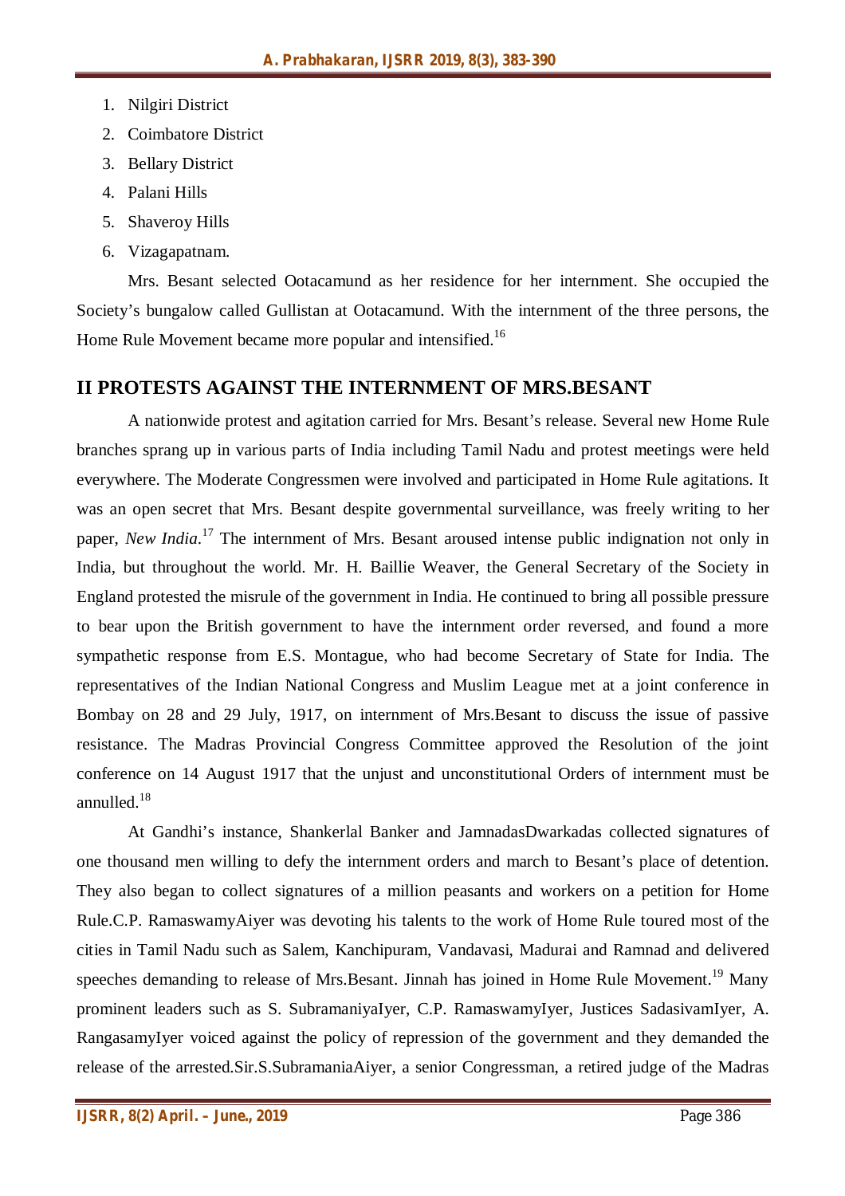1. Nilgiri District
2. Coimbatore District
3. Bellary District
4. Palani Hills
5. Shaveroy Hills
6. Vizagapatnam.

Mrs. Besant selected Ootacamund as her residence for her internment. She occupied the Society's bungalow called Gullistan at Ootacamund. With the internment of the three persons, the Home Rule Movement became more popular and intensified.[16]

## II PROTESTS AGAINST THE INTERNMENT OF MRS.BESANT

A nationwide protest and agitation carried for Mrs. Besant's release. Several new Home Rule branches sprang up in various parts of India including Tamil Nadu and protest meetings were held everywhere. The Moderate Congressmen were involved and participated in Home Rule agitations. It was an open secret that Mrs. Besant despite governmental surveillance, was freely writing to her paper, *New India*.[17] The internment of Mrs. Besant aroused intense public indignation not only in India, but throughout the world. Mr. H. Baillie Weaver, the General Secretary of the Society in England protested the misrule of the government in India. He continued to bring all possible pressure to bear upon the British government to have the internment order reversed, and found a more sympathetic response from E.S. Montague, who had become Secretary of State for India. The representatives of the Indian National Congress and Muslim League met at a joint conference in Bombay on 28 and 29 July, 1917, on internment of Mrs.Besant to discuss the issue of passive resistance. The Madras Provincial Congress Committee approved the Resolution of the joint conference on 14 August 1917 that the unjust and unconstitutional Orders of internment must be annulled.[18]

At Gandhi's instance, Shankerlal Banker and JamnadasDwarkadas collected signatures of one thousand men willing to defy the internment orders and march to Besant's place of detention. They also began to collect signatures of a million peasants and workers on a petition for Home Rule.C.P. RamaswamyAiyer was devoting his talents to the work of Home Rule toured most of the cities in Tamil Nadu such as Salem, Kanchipuram, Vandavasi, Madurai and Ramnad and delivered speeches demanding to release of Mrs.Besant. Jinnah has joined in Home Rule Movement.[19] Many prominent leaders such as S. SubramaniyaIyer, C.P. RamaswamyIyer, Justices SadasivamIyer, A. RangasamyIyer voiced against the policy of repression of the government and they demanded the release of the arrested.Sir.S.SubramaniaAiyer, a senior Congressman, a retired judge of the Madras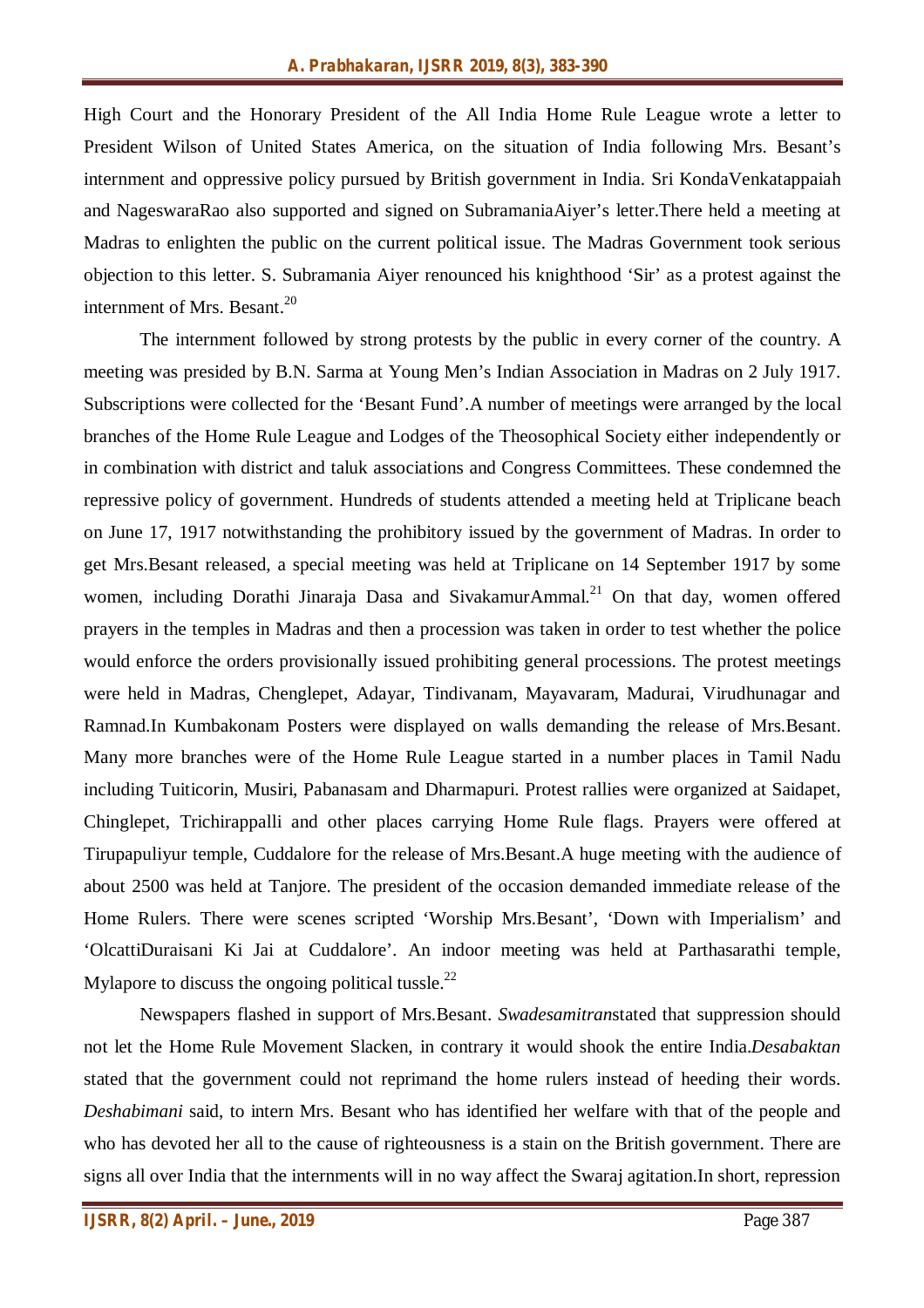High Court and the Honorary President of the All India Home Rule League wrote a letter to President Wilson of United States America, on the situation of India following Mrs. Besant's internment and oppressive policy pursued by British government in India. Sri KondaVenkatappaiah and NageswaraRao also supported and signed on SubramaniaAiyer's letter.There held a meeting at Madras to enlighten the public on the current political issue. The Madras Government took serious objection to this letter. S. Subramania Aiyer renounced his knighthood 'Sir' as a protest against the internment of Mrs. Besant.[20]

The internment followed by strong protests by the public in every corner of the country. A meeting was presided by B.N. Sarma at Young Men's Indian Association in Madras on 2 July 1917. Subscriptions were collected for the 'Besant Fund'.A number of meetings were arranged by the local branches of the Home Rule League and Lodges of the Theosophical Society either independently or in combination with district and taluk associations and Congress Committees. These condemned the repressive policy of government. Hundreds of students attended a meeting held at Triplicane beach on June 17, 1917 notwithstanding the prohibitory issued by the government of Madras. In order to get Mrs.Besant released, a special meeting was held at Triplicane on 14 September 1917 by some women, including Dorathi Jinaraja Dasa and SivakamurAmmal.[21] On that day, women offered prayers in the temples in Madras and then a procession was taken in order to test whether the police would enforce the orders provisionally issued prohibiting general processions. The protest meetings were held in Madras, Chenglepet, Adayar, Tindivanam, Mayavaram, Madurai, Virudhunagar and Ramnad.In Kumbakonam Posters were displayed on walls demanding the release of Mrs.Besant. Many more branches were of the Home Rule League started in a number places in Tamil Nadu including Tuiticorin, Musiri, Pabanasam and Dharmapuri. Protest rallies were organized at Saidapet, Chinglepet, Trichirappalli and other places carrying Home Rule flags. Prayers were offered at Tirupapuliyur temple, Cuddalore for the release of Mrs.Besant.A huge meeting with the audience of about 2500 was held at Tanjore. The president of the occasion demanded immediate release of the Home Rulers. There were scenes scripted 'Worship Mrs.Besant', 'Down with Imperialism' and 'OlcattiDuraisani Ki Jai at Cuddalore'. An indoor meeting was held at Parthasarathi temple, Mylapore to discuss the ongoing political tussle.[22]

Newspapers flashed in support of Mrs.Besant. *Swadesamitran*stated that suppression should not let the Home Rule Movement Slacken, in contrary it would shook the entire India.*Desabaktan* stated that the government could not reprimand the home rulers instead of heeding their words. *Deshabimani* said, to intern Mrs. Besant who has identified her welfare with that of the people and who has devoted her all to the cause of righteousness is a stain on the British government. There are signs all over India that the internments will in no way affect the Swaraj agitation.In short, repression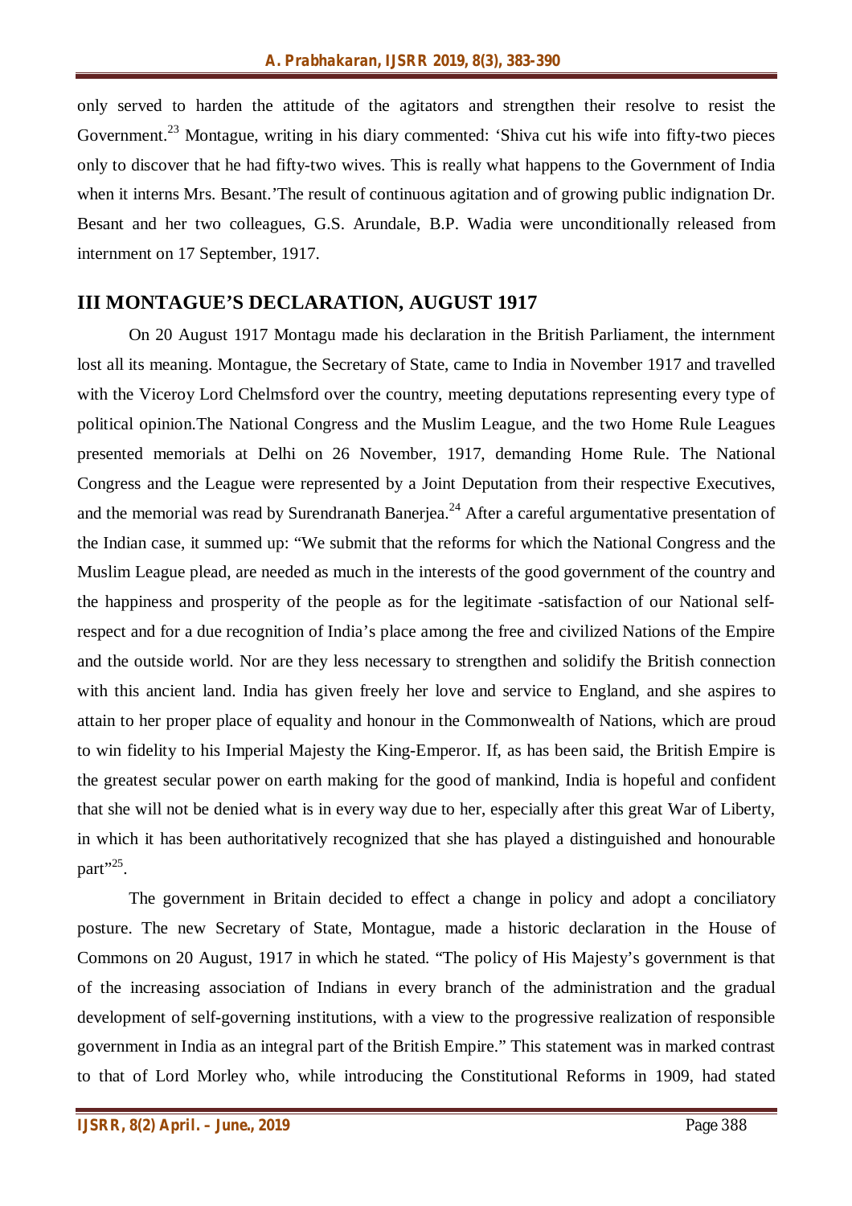only served to harden the attitude of the agitators and strengthen their resolve to resist the Government.[23] Montague, writing in his diary commented: 'Shiva cut his wife into fifty-two pieces only to discover that he had fifty-two wives. This is really what happens to the Government of India when it interns Mrs. Besant.'The result of continuous agitation and of growing public indignation Dr. Besant and her two colleagues, G.S. Arundale, B.P. Wadia were unconditionally released from internment on 17 September, 1917.

## III MONTAGUE'S DECLARATION, AUGUST 1917

On 20 August 1917 Montagu made his declaration in the British Parliament, the internment lost all its meaning. Montague, the Secretary of State, came to India in November 1917 and travelled with the Viceroy Lord Chelmsford over the country, meeting deputations representing every type of political opinion.The National Congress and the Muslim League, and the two Home Rule Leagues presented memorials at Delhi on 26 November, 1917, demanding Home Rule. The National Congress and the League were represented by a Joint Deputation from their respective Executives, and the memorial was read by Surendranath Banerjea.[24] After a careful argumentative presentation of the Indian case, it summed up: "We submit that the reforms for which the National Congress and the Muslim League plead, are needed as much in the interests of the good government of the country and the happiness and prosperity of the people as for the legitimate -satisfaction of our National self-respect and for a due recognition of India's place among the free and civilized Nations of the Empire and the outside world. Nor are they less necessary to strengthen and solidify the British connection with this ancient land. India has given freely her love and service to England, and she aspires to attain to her proper place of equality and honour in the Commonwealth of Nations, which are proud to win fidelity to his Imperial Majesty the King-Emperor. If, as has been said, the British Empire is the greatest secular power on earth making for the good of mankind, India is hopeful and confident that she will not be denied what is in every way due to her, especially after this great War of Liberty, in which it has been authoritatively recognized that she has played a distinguished and honourable part"[25].

The government in Britain decided to effect a change in policy and adopt a conciliatory posture. The new Secretary of State, Montague, made a historic declaration in the House of Commons on 20 August, 1917 in which he stated. "The policy of His Majesty's government is that of the increasing association of Indians in every branch of the administration and the gradual development of self-governing institutions, with a view to the progressive realization of responsible government in India as an integral part of the British Empire." This statement was in marked contrast to that of Lord Morley who, while introducing the Constitutional Reforms in 1909, had stated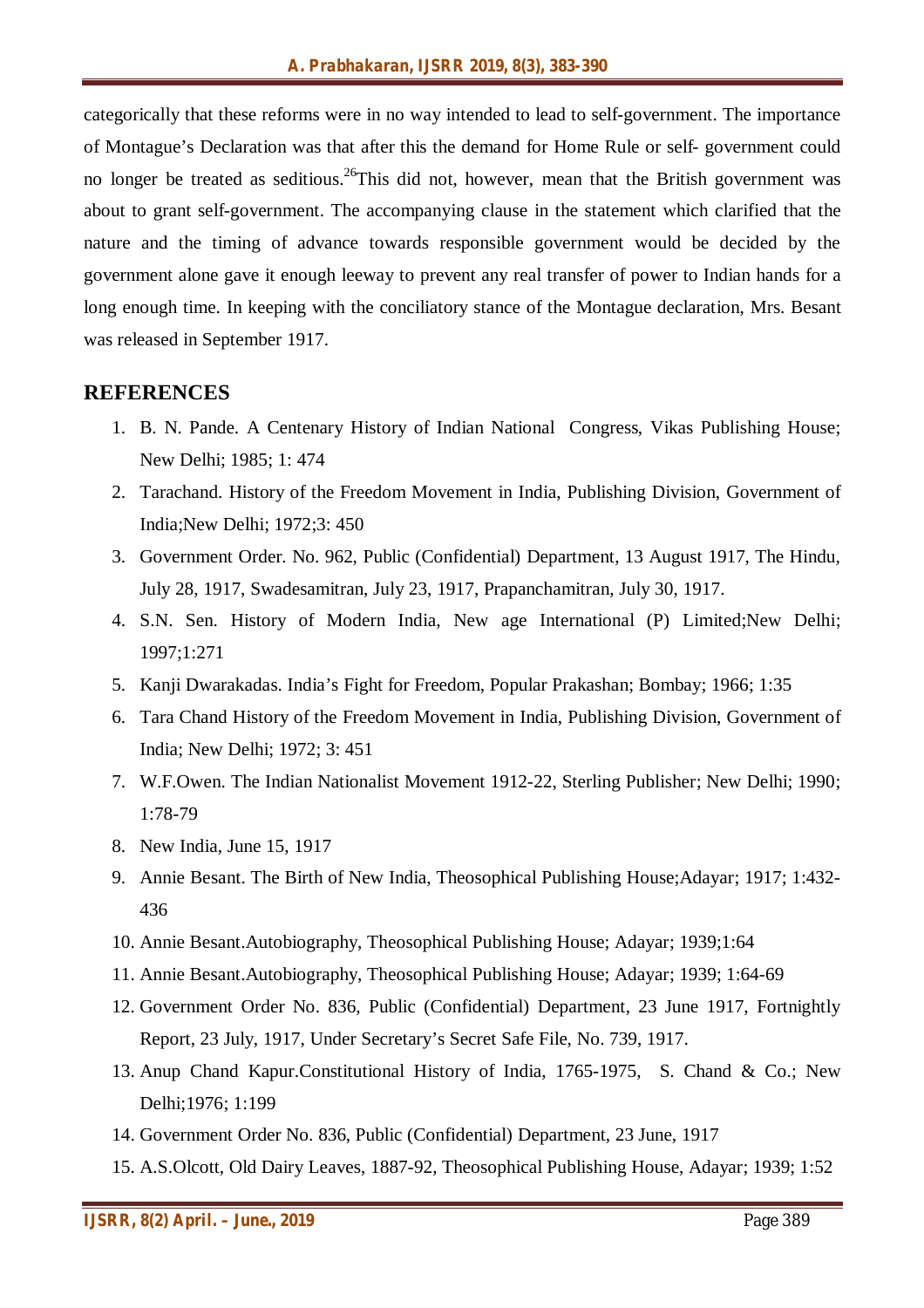categorically that these reforms were in no way intended to lead to self-government. The importance of Montague's Declaration was that after this the demand for Home Rule or self- government could no longer be treated as seditious.[26]This did not, however, mean that the British government was about to grant self-government. The accompanying clause in the statement which clarified that the nature and the timing of advance towards responsible government would be decided by the government alone gave it enough leeway to prevent any real transfer of power to Indian hands for a long enough time. In keeping with the conciliatory stance of the Montague declaration, Mrs. Besant was released in September 1917.

## REFERENCES

1. B. N. Pande. A Centenary History of Indian National Congress, Vikas Publishing House; New Delhi; 1985; 1: 474
2. Tarachand. History of the Freedom Movement in India, Publishing Division, Government of India;New Delhi; 1972;3: 450
3. Government Order. No. 962, Public (Confidential) Department, 13 August 1917, The Hindu, July 28, 1917, Swadesamitran, July 23, 1917, Prapanchamitran, July 30, 1917.
4. S.N. Sen. History of Modern India, New age International (P) Limited;New Delhi; 1997;1:271
5. Kanji Dwarakadas. India's Fight for Freedom, Popular Prakashan; Bombay; 1966; 1:35
6. Tara Chand History of the Freedom Movement in India, Publishing Division, Government of India; New Delhi; 1972; 3: 451
7. W.F.Owen. The Indian Nationalist Movement 1912-22, Sterling Publisher; New Delhi; 1990; 1:78-79
8. New India, June 15, 1917
9. Annie Besant. The Birth of New India, Theosophical Publishing House;Adayar; 1917; 1:432-436
10. Annie Besant.Autobiography, Theosophical Publishing House; Adayar; 1939;1:64
11. Annie Besant.Autobiography, Theosophical Publishing House; Adayar; 1939; 1:64-69
12. Government Order No. 836, Public (Confidential) Department, 23 June 1917, Fortnightly Report, 23 July, 1917, Under Secretary's Secret Safe File, No. 739, 1917.
13. Anup Chand Kapur.Constitutional History of India, 1765-1975, S. Chand & Co.; New Delhi;1976; 1:199
14. Government Order No. 836, Public (Confidential) Department, 23 June, 1917
15. A.S.Olcott, Old Dairy Leaves, 1887-92, Theosophical Publishing House, Adayar; 1939; 1:52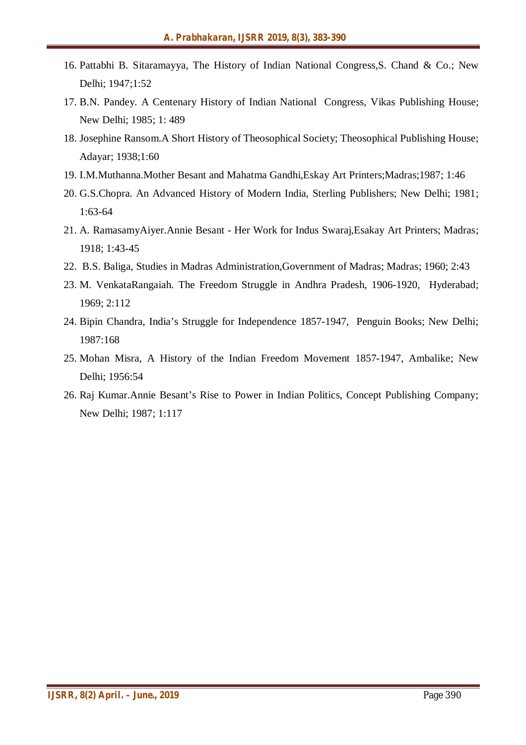16. Pattabhi B. Sitaramayya, The History of Indian National Congress,S. Chand & Co.; New Delhi; 1947;1:52
17. B.N. Pandey. A Centenary History of Indian National Congress, Vikas Publishing House; New Delhi; 1985; 1: 489
18. Josephine Ransom.A Short History of Theosophical Society; Theosophical Publishing House; Adayar; 1938;1:60
19. I.M.Muthanna.Mother Besant and Mahatma Gandhi,Eskay Art Printers;Madras;1987; 1:46
20. G.S.Chopra. An Advanced History of Modern India, Sterling Publishers; New Delhi; 1981; 1:63-64
21. A. RamasamyAiyer.Annie Besant - Her Work for Indus Swaraj,Esakay Art Printers; Madras; 1918; 1:43-45
22. B.S. Baliga, Studies in Madras Administration,Government of Madras; Madras; 1960; 2:43
23. M. VenkataRangaiah. The Freedom Struggle in Andhra Pradesh, 1906-1920, Hyderabad; 1969; 2:112
24. Bipin Chandra, India's Struggle for Independence 1857-1947, Penguin Books; New Delhi; 1987:168
25. Mohan Misra, A History of the Indian Freedom Movement 1857-1947, Ambalike; New Delhi; 1956:54
26. Raj Kumar.Annie Besant's Rise to Power in Indian Politics, Concept Publishing Company; New Delhi; 1987; 1:117